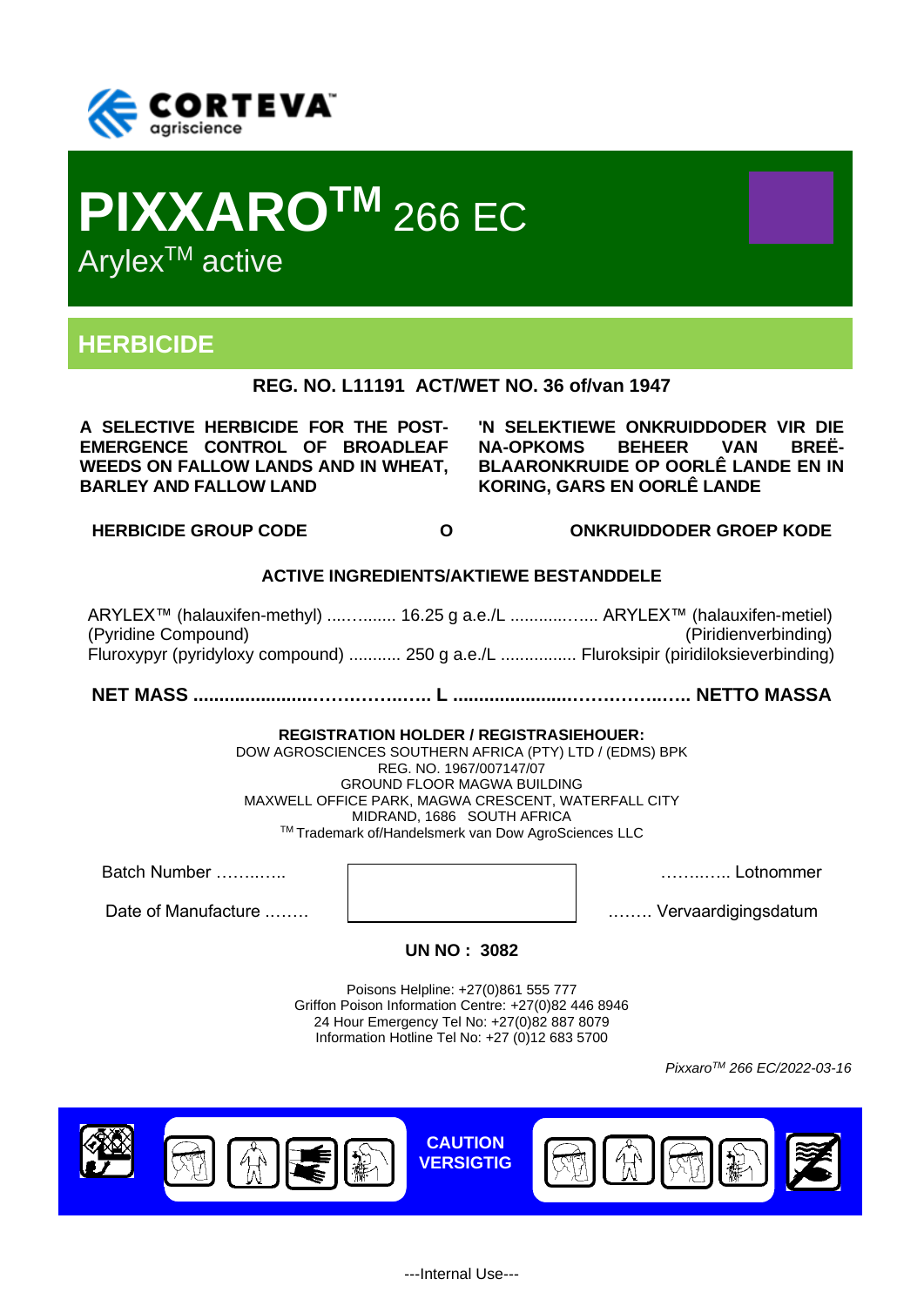CORTEVA agriscience

# PIXXARO™ 266 EC

Arylex™ active

## HERBICIDE

**REG. NO. L11191 ACT/WET NO. 36 of/van 1947**

**A SELECTIVE HERBICIDE FOR THE POST-EMERGENCE CONTROL OF BROADLEAF WEEDS ON FALLOW LANDS AND IN WHEAT, BARLEY AND FALLOW LAND**

**'N SELEKTIEWE ONKRUIDDODER VIR DIE NA-OPKOMS BEHEER VAN BREË-BLAARONKRUIDE OP OORLÊ LANDE EN IN KORING, GARS EN OORLÊ LANDE**

**HERBICIDE GROUP CODE O ONKRUIDDODER GROEP KODE**

**ACTIVE INGREDIENTS/AKTIEWE BESTANDDELE**

ARYLEX™ (halauxifen-methyl) ....…...... 16.25 g a.e./L ...........….. ARYLEX™ (halauxifen-metiel)
(Pyridine Compound) (Piridienverbinding)
Fluroxypyr (pyridyloxy compound) ........... 250 g a.e./L ................ Fluroksipir (piridiloksieverbinding)

**NET MASS ......................…………….…. L ......................………….…... NETTO MASSA**

**REGISTRATION HOLDER / REGISTRASIEHOUER:**
DOW AGROSCIENCES SOUTHERN AFRICA (PTY) LTD / (EDMS) BPK
REG. NO. 1967/007147/07
GROUND FLOOR MAGWA BUILDING
MAXWELL OFFICE PARK, MAGWA CRESCENT, WATERFALL CITY
MIDRAND, 1686 SOUTH AFRICA
™ Trademark of/Handelsmerk van Dow AgroSciences LLC

Batch Number …….…..                                   ……..….. Lotnommer

Date of Manufacture ……..                                   …….. Vervaardigingsdatum

**UN NO : 3082**

Poisons Helpline: +27(0)861 555 777
Griffon Poison Information Centre: +27(0)82 446 8946
24 Hour Emergency Tel No: +27(0)82 887 8079
Information Hotline Tel No: +27 (0)12 683 5700

*Pixxaro™ 266 EC/2022-03-16*

**CAUTION**
**VERSIGTIG**

---Internal Use---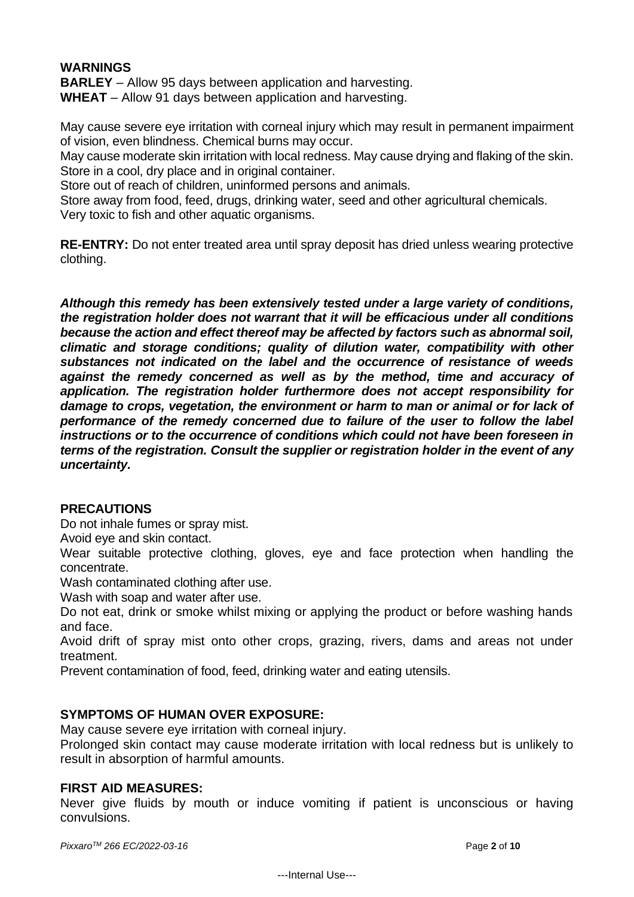## WARNINGS

**BARLEY** – Allow 95 days between application and harvesting.
**WHEAT** – Allow 91 days between application and harvesting.

May cause severe eye irritation with corneal injury which may result in permanent impairment of vision, even blindness. Chemical burns may occur.
May cause moderate skin irritation with local redness. May cause drying and flaking of the skin.
Store in a cool, dry place and in original container.
Store out of reach of children, uninformed persons and animals.
Store away from food, feed, drugs, drinking water, seed and other agricultural chemicals.
Very toxic to fish and other aquatic organisms.

**RE-ENTRY:** Do not enter treated area until spray deposit has dried unless wearing protective clothing.

***Although this remedy has been extensively tested under a large variety of conditions, the registration holder does not warrant that it will be efficacious under all conditions because the action and effect thereof may be affected by factors such as abnormal soil, climatic and storage conditions; quality of dilution water, compatibility with other substances not indicated on the label and the occurrence of resistance of weeds against the remedy concerned as well as by the method, time and accuracy of application. The registration holder furthermore does not accept responsibility for damage to crops, vegetation, the environment or harm to man or animal or for lack of performance of the remedy concerned due to failure of the user to follow the label instructions or to the occurrence of conditions which could not have been foreseen in terms of the registration. Consult the supplier or registration holder in the event of any uncertainty.***

## PRECAUTIONS

Do not inhale fumes or spray mist.
Avoid eye and skin contact.
Wear suitable protective clothing, gloves, eye and face protection when handling the concentrate.
Wash contaminated clothing after use.
Wash with soap and water after use.
Do not eat, drink or smoke whilst mixing or applying the product or before washing hands and face.
Avoid drift of spray mist onto other crops, grazing, rivers, dams and areas not under treatment.
Prevent contamination of food, feed, drinking water and eating utensils.

## SYMPTOMS OF HUMAN OVER EXPOSURE:

May cause severe eye irritation with corneal injury.
Prolonged skin contact may cause moderate irritation with local redness but is unlikely to result in absorption of harmful amounts.

## FIRST AID MEASURES:

Never give fluids by mouth or induce vomiting if patient is unconscious or having convulsions.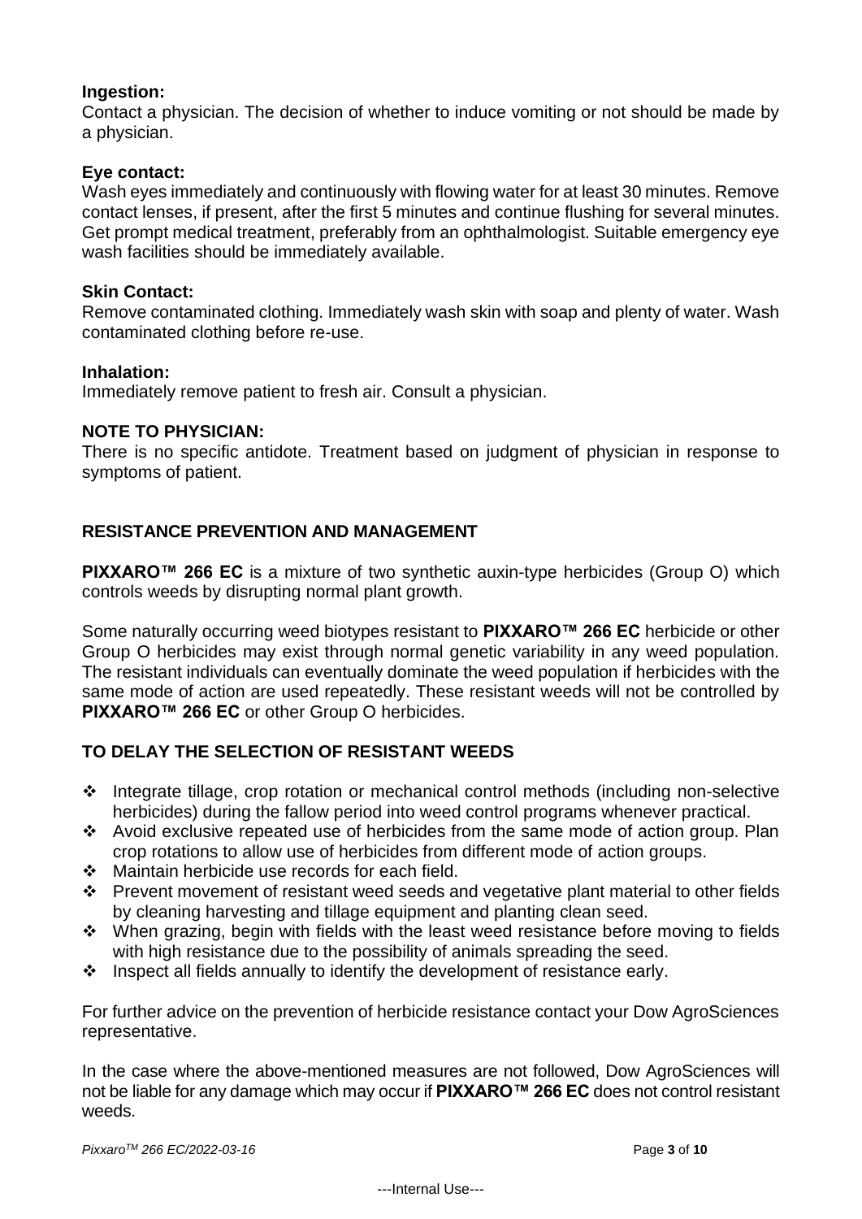**Ingestion:**
Contact a physician. The decision of whether to induce vomiting or not should be made by a physician.

**Eye contact:**
Wash eyes immediately and continuously with flowing water for at least 30 minutes. Remove contact lenses, if present, after the first 5 minutes and continue flushing for several minutes. Get prompt medical treatment, preferably from an ophthalmologist. Suitable emergency eye wash facilities should be immediately available.

**Skin Contact:**
Remove contaminated clothing. Immediately wash skin with soap and plenty of water. Wash contaminated clothing before re-use.

**Inhalation:**
Immediately remove patient to fresh air. Consult a physician.

**NOTE TO PHYSICIAN:**
There is no specific antidote. Treatment based on judgment of physician in response to symptoms of patient.

## RESISTANCE PREVENTION AND MANAGEMENT

**PIXXARO™ 266 EC** is a mixture of two synthetic auxin-type herbicides (Group O) which controls weeds by disrupting normal plant growth.

Some naturally occurring weed biotypes resistant to **PIXXARO™ 266 EC** herbicide or other Group O herbicides may exist through normal genetic variability in any weed population. The resistant individuals can eventually dominate the weed population if herbicides with the same mode of action are used repeatedly. These resistant weeds will not be controlled by **PIXXARO™ 266 EC** or other Group O herbicides.

## TO DELAY THE SELECTION OF RESISTANT WEEDS

- Integrate tillage, crop rotation or mechanical control methods (including non-selective herbicides) during the fallow period into weed control programs whenever practical.
- Avoid exclusive repeated use of herbicides from the same mode of action group. Plan crop rotations to allow use of herbicides from different mode of action groups.
- Maintain herbicide use records for each field.
- Prevent movement of resistant weed seeds and vegetative plant material to other fields by cleaning harvesting and tillage equipment and planting clean seed.
- When grazing, begin with fields with the least weed resistance before moving to fields with high resistance due to the possibility of animals spreading the seed.
- Inspect all fields annually to identify the development of resistance early.

For further advice on the prevention of herbicide resistance contact your Dow AgroSciences representative.

In the case where the above-mentioned measures are not followed, Dow AgroSciences will not be liable for any damage which may occur if **PIXXARO™ 266 EC** does not control resistant weeds.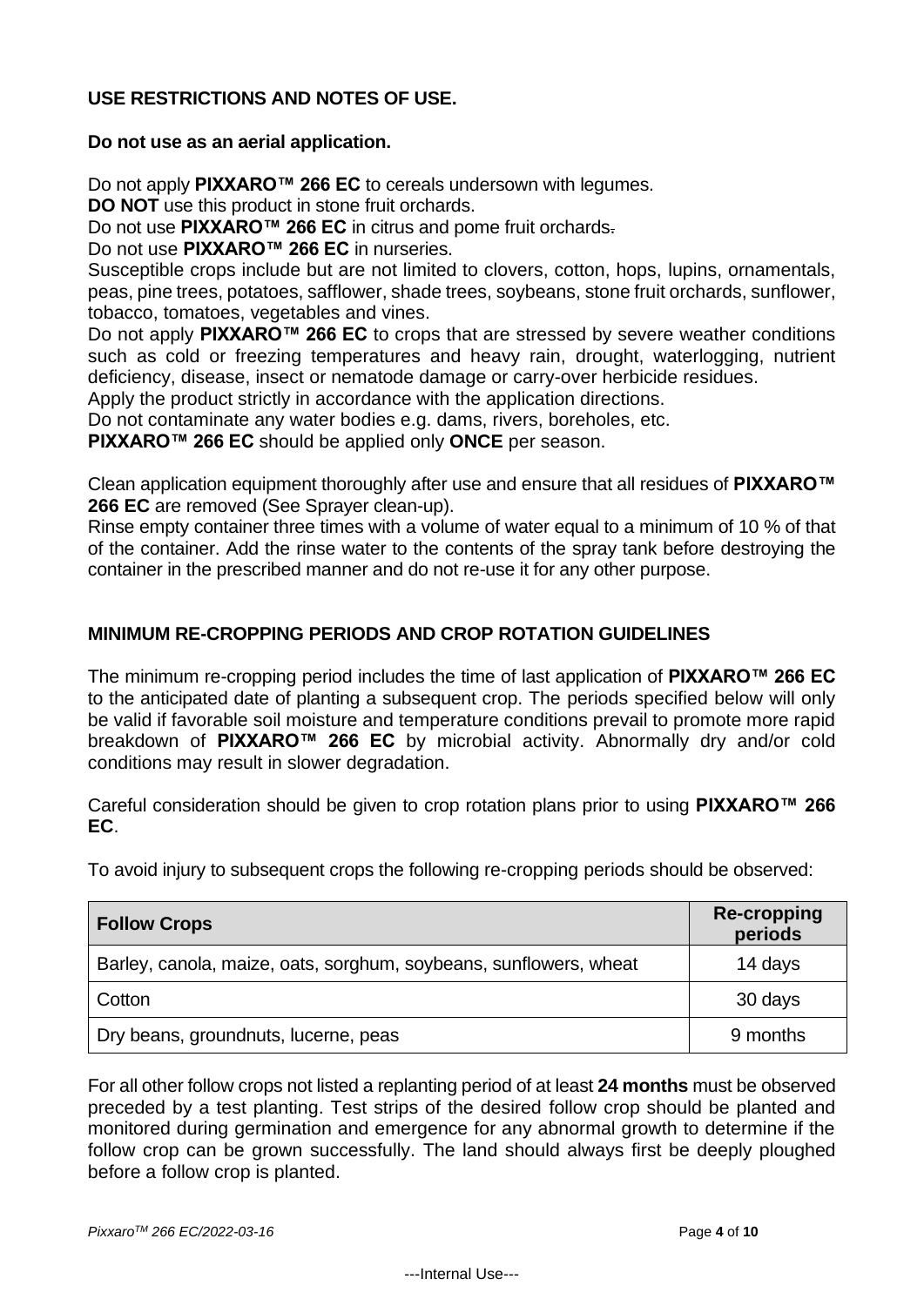## USE RESTRICTIONS AND NOTES OF USE.

**Do not use as an aerial application.**

Do not apply **PIXXARO™ 266 EC** to cereals undersown with legumes.
**DO NOT** use this product in stone fruit orchards.
Do not use **PIXXARO™ 266 EC** in citrus and pome fruit orchards.
Do not use **PIXXARO™ 266 EC** in nurseries.
Susceptible crops include but are not limited to clovers, cotton, hops, lupins, ornamentals, peas, pine trees, potatoes, safflower, shade trees, soybeans, stone fruit orchards, sunflower, tobacco, tomatoes, vegetables and vines.
Do not apply **PIXXARO™ 266 EC** to crops that are stressed by severe weather conditions such as cold or freezing temperatures and heavy rain, drought, waterlogging, nutrient deficiency, disease, insect or nematode damage or carry-over herbicide residues.
Apply the product strictly in accordance with the application directions.
Do not contaminate any water bodies e.g. dams, rivers, boreholes, etc.
**PIXXARO™ 266 EC** should be applied only **ONCE** per season.

Clean application equipment thoroughly after use and ensure that all residues of **PIXXARO™ 266 EC** are removed (See Sprayer clean-up).
Rinse empty container three times with a volume of water equal to a minimum of 10 % of that of the container. Add the rinse water to the contents of the spray tank before destroying the container in the prescribed manner and do not re-use it for any other purpose.

## MINIMUM RE-CROPPING PERIODS AND CROP ROTATION GUIDELINES

The minimum re-cropping period includes the time of last application of **PIXXARO™ 266 EC** to the anticipated date of planting a subsequent crop. The periods specified below will only be valid if favorable soil moisture and temperature conditions prevail to promote more rapid breakdown of **PIXXARO™ 266 EC** by microbial activity. Abnormally dry and/or cold conditions may result in slower degradation.

Careful consideration should be given to crop rotation plans prior to using **PIXXARO™ 266 EC**.

To avoid injury to subsequent crops the following re-cropping periods should be observed:

| Follow Crops | Re-cropping periods |
|---|---|
| Barley, canola, maize, oats, sorghum, soybeans, sunflowers, wheat | 14 days |
| Cotton | 30 days |
| Dry beans, groundnuts, lucerne, peas | 9 months |

For all other follow crops not listed a replanting period of at least **24 months** must be observed preceded by a test planting. Test strips of the desired follow crop should be planted and monitored during germination and emergence for any abnormal growth to determine if the follow crop can be grown successfully. The land should always first be deeply ploughed before a follow crop is planted.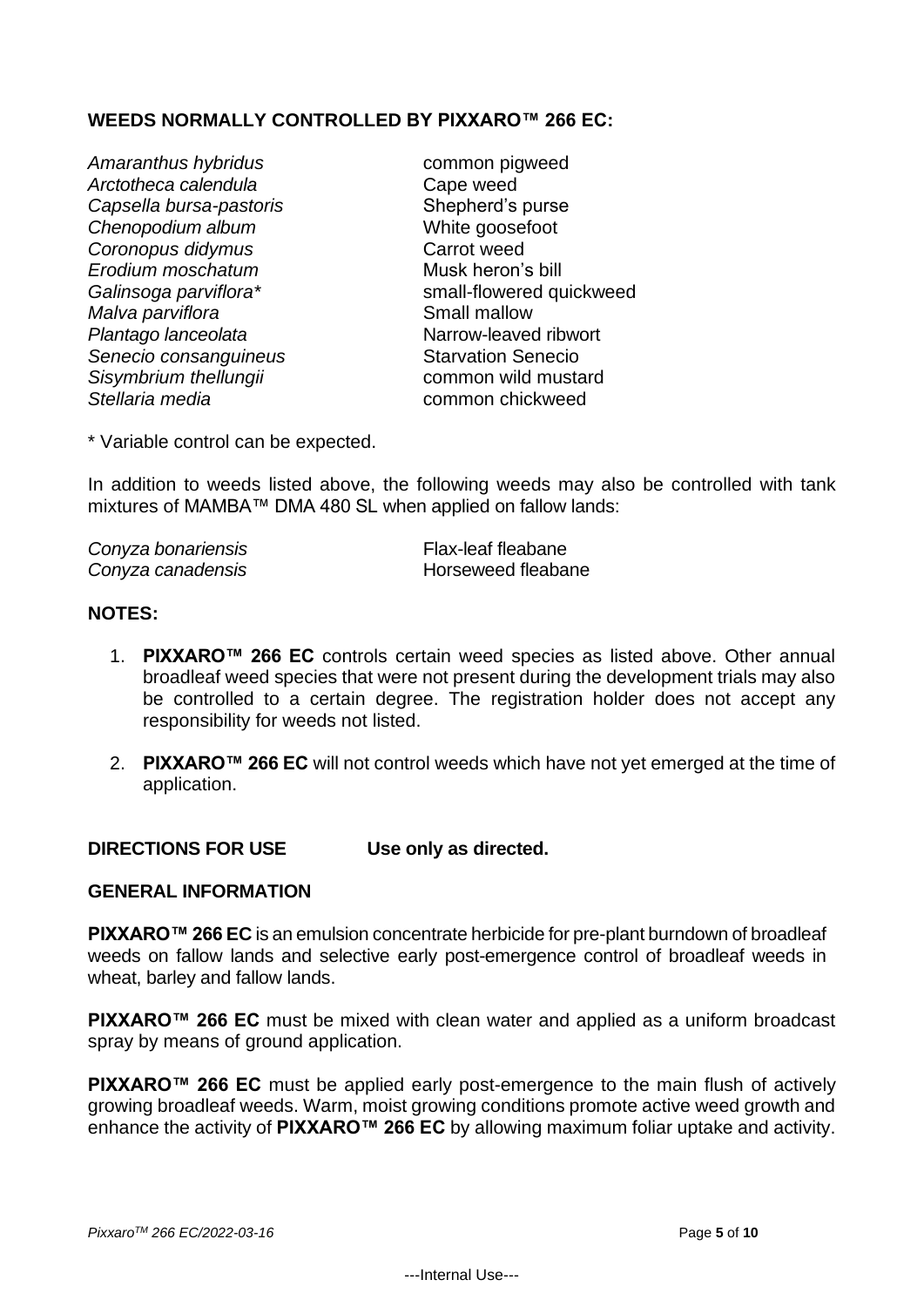## WEEDS NORMALLY CONTROLLED BY PIXXARO™ 266 EC:

| | |
|---|---|
| *Amaranthus hybridus* | common pigweed |
| *Arctotheca calendula* | Cape weed |
| *Capsella bursa-pastoris* | Shepherd's purse |
| *Chenopodium album* | White goosefoot |
| *Coronopus didymus* | Carrot weed |
| *Erodium moschatum* | Musk heron's bill |
| *Galinsoga parviflora** | small-flowered quickweed |
| *Malva parviflora* | Small mallow |
| *Plantago lanceolata* | Narrow-leaved ribwort |
| *Senecio consanguineus* | Starvation Senecio |
| *Sisymbrium thellungii* | common wild mustard |
| *Stellaria media* | common chickweed |

* Variable control can be expected.

In addition to weeds listed above, the following weeds may also be controlled with tank mixtures of MAMBA™ DMA 480 SL when applied on fallow lands:

| | |
|---|---|
| *Conyza bonariensis* | Flax-leaf fleabane |
| *Conyza canadensis* | Horseweed fleabane |

## NOTES:

1. **PIXXARO™ 266 EC** controls certain weed species as listed above. Other annual broadleaf weed species that were not present during the development trials may also be controlled to a certain degree. The registration holder does not accept any responsibility for weeds not listed.
2. **PIXXARO™ 266 EC** will not control weeds which have not yet emerged at the time of application.

## DIRECTIONS FOR USE  Use only as directed.

## GENERAL INFORMATION

**PIXXARO™ 266 EC** is an emulsion concentrate herbicide for pre-plant burndown of broadleaf weeds on fallow lands and selective early post-emergence control of broadleaf weeds in wheat, barley and fallow lands.

**PIXXARO™ 266 EC** must be mixed with clean water and applied as a uniform broadcast spray by means of ground application.

**PIXXARO™ 266 EC** must be applied early post-emergence to the main flush of actively growing broadleaf weeds. Warm, moist growing conditions promote active weed growth and enhance the activity of **PIXXARO™ 266 EC** by allowing maximum foliar uptake and activity.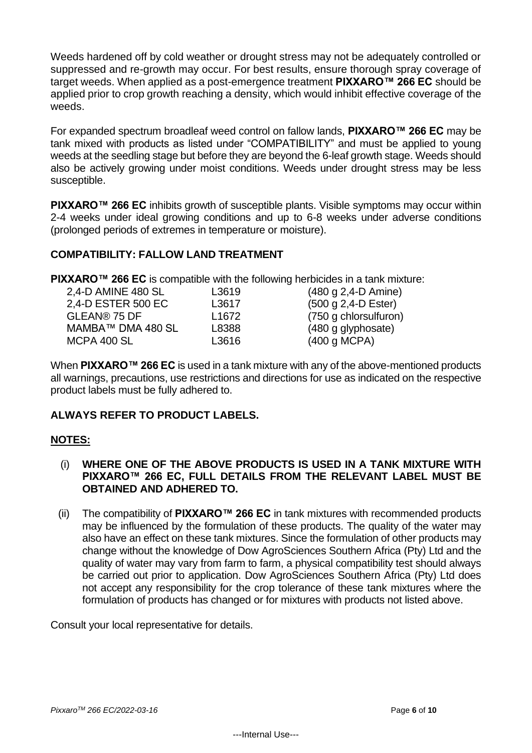Weeds hardened off by cold weather or drought stress may not be adequately controlled or suppressed and re-growth may occur. For best results, ensure thorough spray coverage of target weeds. When applied as a post-emergence treatment **PIXXARO™ 266 EC** should be applied prior to crop growth reaching a density, which would inhibit effective coverage of the weeds.

For expanded spectrum broadleaf weed control on fallow lands, **PIXXARO™ 266 EC** may be tank mixed with products as listed under "COMPATIBILITY" and must be applied to young weeds at the seedling stage but before they are beyond the 6-leaf growth stage. Weeds should also be actively growing under moist conditions. Weeds under drought stress may be less susceptible.

**PIXXARO™ 266 EC** inhibits growth of susceptible plants. Visible symptoms may occur within 2-4 weeks under ideal growing conditions and up to 6-8 weeks under adverse conditions (prolonged periods of extremes in temperature or moisture).

**COMPATIBILITY: FALLOW LAND TREATMENT**

**PIXXARO™ 266 EC** is compatible with the following herbicides in a tank mixture:

| | | |
|---|---|---|
| 2,4-D AMINE 480 SL | L3619 | (480 g 2,4-D Amine) |
| 2,4-D ESTER 500 EC | L3617 | (500 g 2,4-D Ester) |
| GLEAN® 75 DF | L1672 | (750 g chlorsulfuron) |
| MAMBA™ DMA 480 SL | L8388 | (480 g glyphosate) |
| MCPA 400 SL | L3616 | (400 g MCPA) |

When **PIXXARO™ 266 EC** is used in a tank mixture with any of the above-mentioned products all warnings, precautions, use restrictions and directions for use as indicated on the respective product labels must be fully adhered to.

**ALWAYS REFER TO PRODUCT LABELS.**

**NOTES:**

(i) **WHERE ONE OF THE ABOVE PRODUCTS IS USED IN A TANK MIXTURE WITH PIXXARO™ 266 EC, FULL DETAILS FROM THE RELEVANT LABEL MUST BE OBTAINED AND ADHERED TO.**

(ii) The compatibility of **PIXXARO™ 266 EC** in tank mixtures with recommended products may be influenced by the formulation of these products. The quality of the water may also have an effect on these tank mixtures. Since the formulation of other products may change without the knowledge of Dow AgroSciences Southern Africa (Pty) Ltd and the quality of water may vary from farm to farm, a physical compatibility test should always be carried out prior to application. Dow AgroSciences Southern Africa (Pty) Ltd does not accept any responsibility for the crop tolerance of these tank mixtures where the formulation of products has changed or for mixtures with products not listed above.

Consult your local representative for details.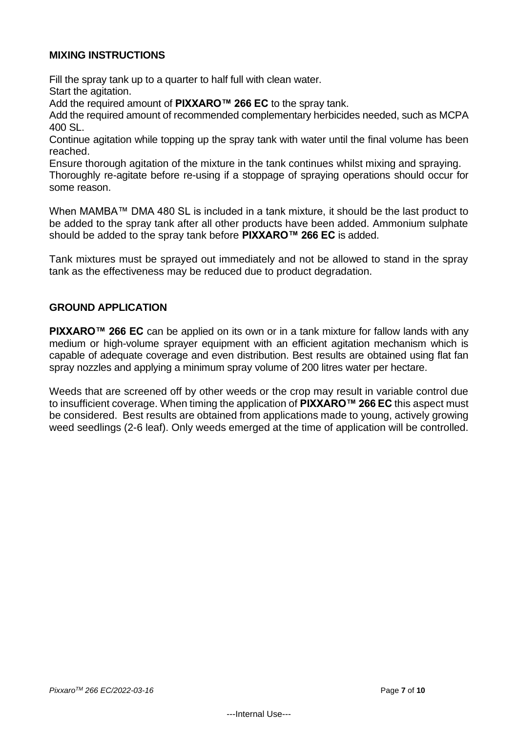## MIXING INSTRUCTIONS

Fill the spray tank up to a quarter to half full with clean water.
Start the agitation.
Add the required amount of **PIXXARO™ 266 EC** to the spray tank.
Add the required amount of recommended complementary herbicides needed, such as MCPA 400 SL.
Continue agitation while topping up the spray tank with water until the final volume has been reached.
Ensure thorough agitation of the mixture in the tank continues whilst mixing and spraying.
Thoroughly re-agitate before re-using if a stoppage of spraying operations should occur for some reason.

When MAMBA™ DMA 480 SL is included in a tank mixture, it should be the last product to be added to the spray tank after all other products have been added. Ammonium sulphate should be added to the spray tank before **PIXXARO™ 266 EC** is added.

Tank mixtures must be sprayed out immediately and not be allowed to stand in the spray tank as the effectiveness may be reduced due to product degradation.

## GROUND APPLICATION

**PIXXARO™ 266 EC** can be applied on its own or in a tank mixture for fallow lands with any medium or high-volume sprayer equipment with an efficient agitation mechanism which is capable of adequate coverage and even distribution. Best results are obtained using flat fan spray nozzles and applying a minimum spray volume of 200 litres water per hectare.

Weeds that are screened off by other weeds or the crop may result in variable control due to insufficient coverage. When timing the application of **PIXXARO™ 266 EC** this aspect must be considered. Best results are obtained from applications made to young, actively growing weed seedlings (2-6 leaf). Only weeds emerged at the time of application will be controlled.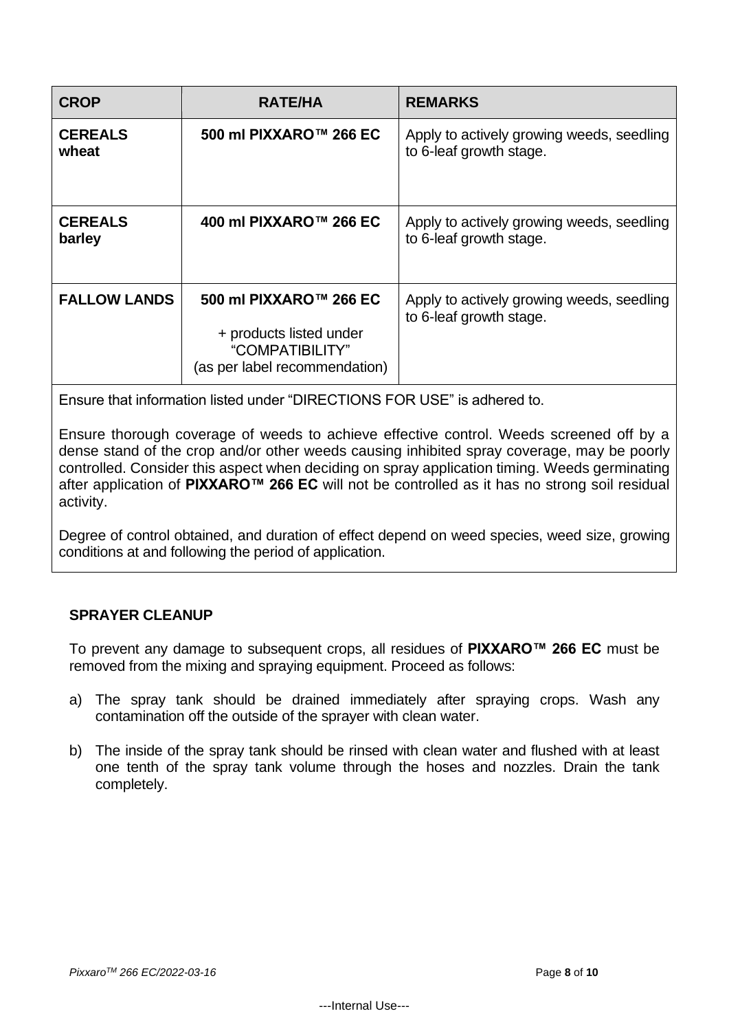| CROP | RATE/HA | REMARKS |
|---|---|---|
| **CEREALS wheat** | **500 ml PIXXARO™ 266 EC** | Apply to actively growing weeds, seedling to 6-leaf growth stage. |
| **CEREALS barley** | **400 ml PIXXARO™ 266 EC** | Apply to actively growing weeds, seedling to 6-leaf growth stage. |
| **FALLOW LANDS** | **500 ml PIXXARO™ 266 EC** + products listed under "COMPATIBILITY" (as per label recommendation) | Apply to actively growing weeds, seedling to 6-leaf growth stage. |

Ensure that information listed under "DIRECTIONS FOR USE" is adhered to.

Ensure thorough coverage of weeds to achieve effective control. Weeds screened off by a dense stand of the crop and/or other weeds causing inhibited spray coverage, may be poorly controlled. Consider this aspect when deciding on spray application timing. Weeds germinating after application of **PIXXARO™ 266 EC** will not be controlled as it has no strong soil residual activity.

Degree of control obtained, and duration of effect depend on weed species, weed size, growing conditions at and following the period of application.

**SPRAYER CLEANUP**

To prevent any damage to subsequent crops, all residues of **PIXXARO™ 266 EC** must be removed from the mixing and spraying equipment. Proceed as follows:

a) The spray tank should be drained immediately after spraying crops. Wash any contamination off the outside of the sprayer with clean water.

b) The inside of the spray tank should be rinsed with clean water and flushed with at least one tenth of the spray tank volume through the hoses and nozzles. Drain the tank completely.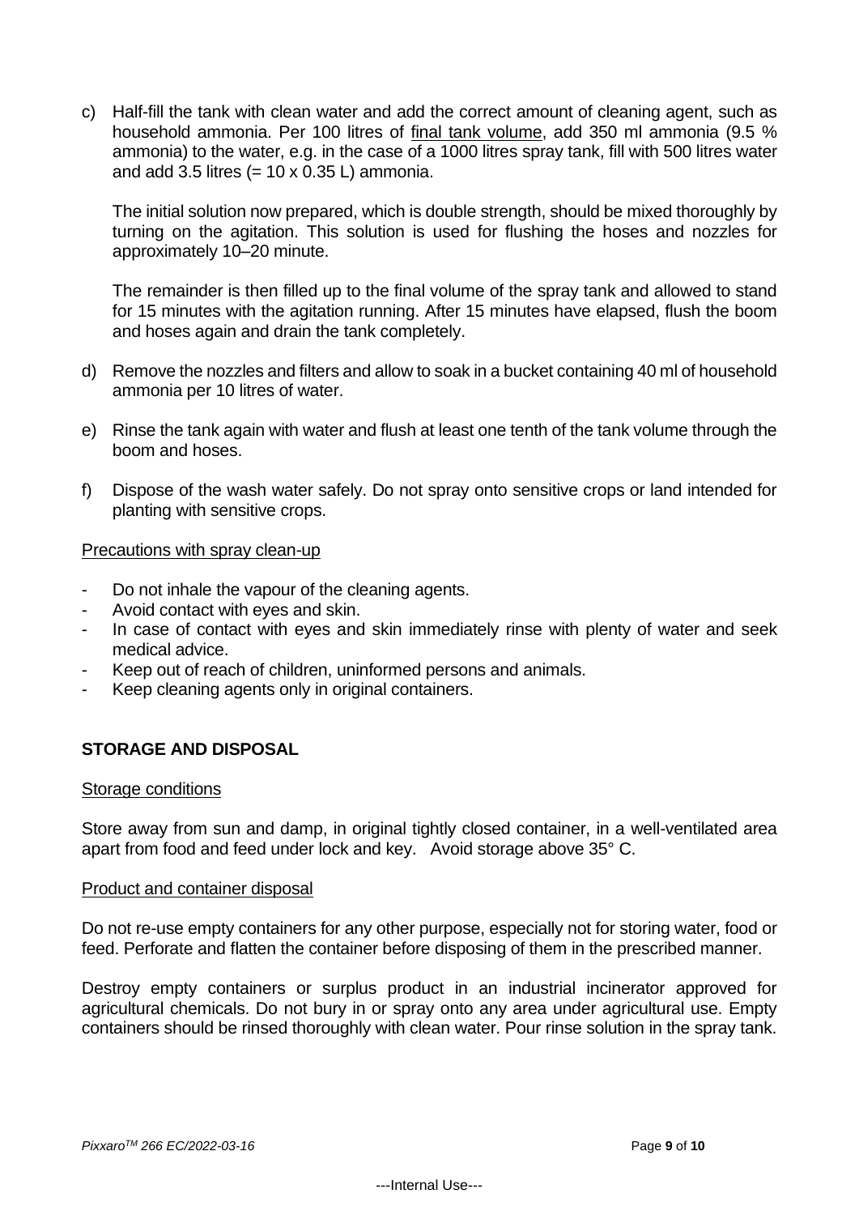c) Half-fill the tank with clean water and add the correct amount of cleaning agent, such as household ammonia. Per 100 litres of final tank volume, add 350 ml ammonia (9.5 % ammonia) to the water, e.g. in the case of a 1000 litres spray tank, fill with 500 litres water and add 3.5 litres (= 10 x 0.35 L) ammonia.

   The initial solution now prepared, which is double strength, should be mixed thoroughly by turning on the agitation. This solution is used for flushing the hoses and nozzles for approximately 10–20 minute.

   The remainder is then filled up to the final volume of the spray tank and allowed to stand for 15 minutes with the agitation running. After 15 minutes have elapsed, flush the boom and hoses again and drain the tank completely.

d) Remove the nozzles and filters and allow to soak in a bucket containing 40 ml of household ammonia per 10 litres of water.

e) Rinse the tank again with water and flush at least one tenth of the tank volume through the boom and hoses.

f) Dispose of the wash water safely. Do not spray onto sensitive crops or land intended for planting with sensitive crops.

Precautions with spray clean-up

- Do not inhale the vapour of the cleaning agents.
- Avoid contact with eyes and skin.
- In case of contact with eyes and skin immediately rinse with plenty of water and seek medical advice.
- Keep out of reach of children, uninformed persons and animals.
- Keep cleaning agents only in original containers.

## STORAGE AND DISPOSAL

Storage conditions

Store away from sun and damp, in original tightly closed container, in a well-ventilated area apart from food and feed under lock and key. Avoid storage above 35° C.

Product and container disposal

Do not re-use empty containers for any other purpose, especially not for storing water, food or feed. Perforate and flatten the container before disposing of them in the prescribed manner.

Destroy empty containers or surplus product in an industrial incinerator approved for agricultural chemicals. Do not bury in or spray onto any area under agricultural use. Empty containers should be rinsed thoroughly with clean water. Pour rinse solution in the spray tank.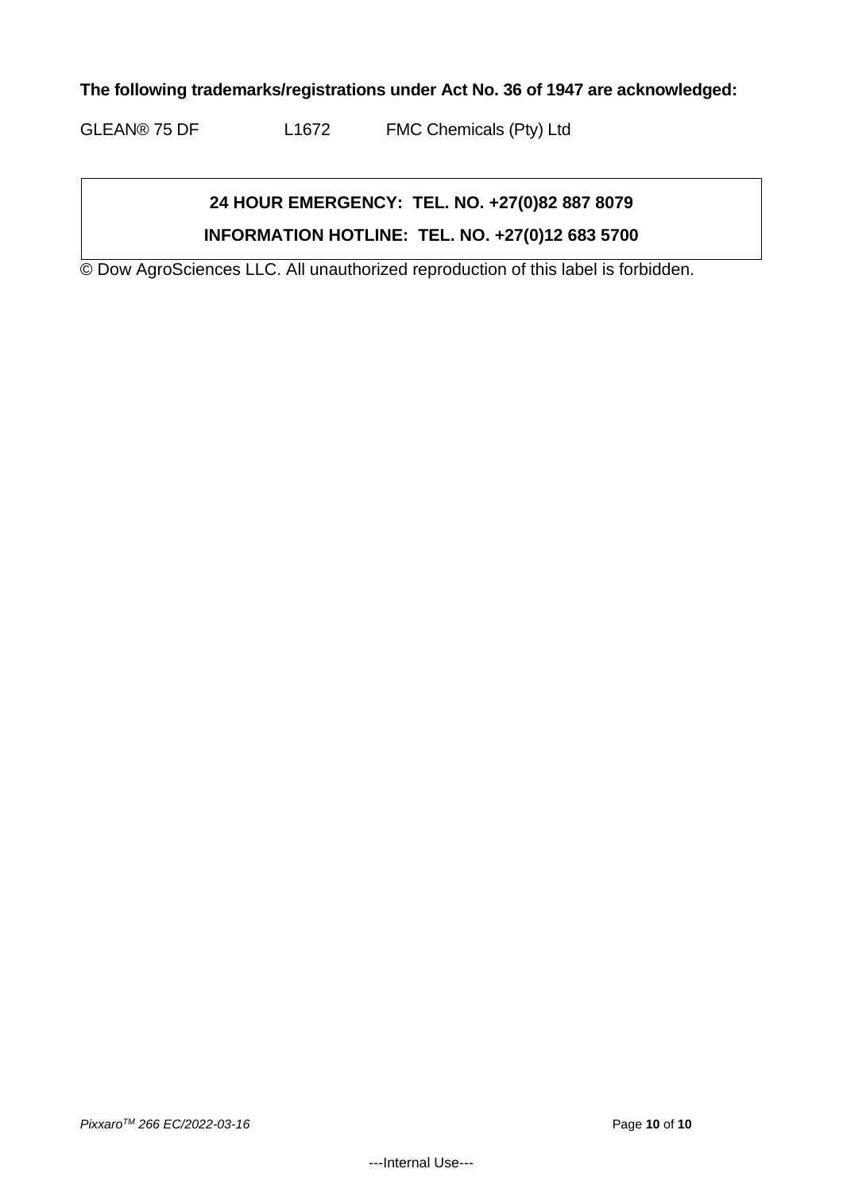**The following trademarks/registrations under Act No. 36 of 1947 are acknowledged:**

| | | |
|---|---|---|
| GLEAN® 75 DF | L1672 | FMC Chemicals (Pty) Ltd |

**24 HOUR EMERGENCY: TEL. NO. +27(0)82 887 8079**

**INFORMATION HOTLINE: TEL. NO. +27(0)12 683 5700**

© Dow AgroSciences LLC. All unauthorized reproduction of this label is forbidden.